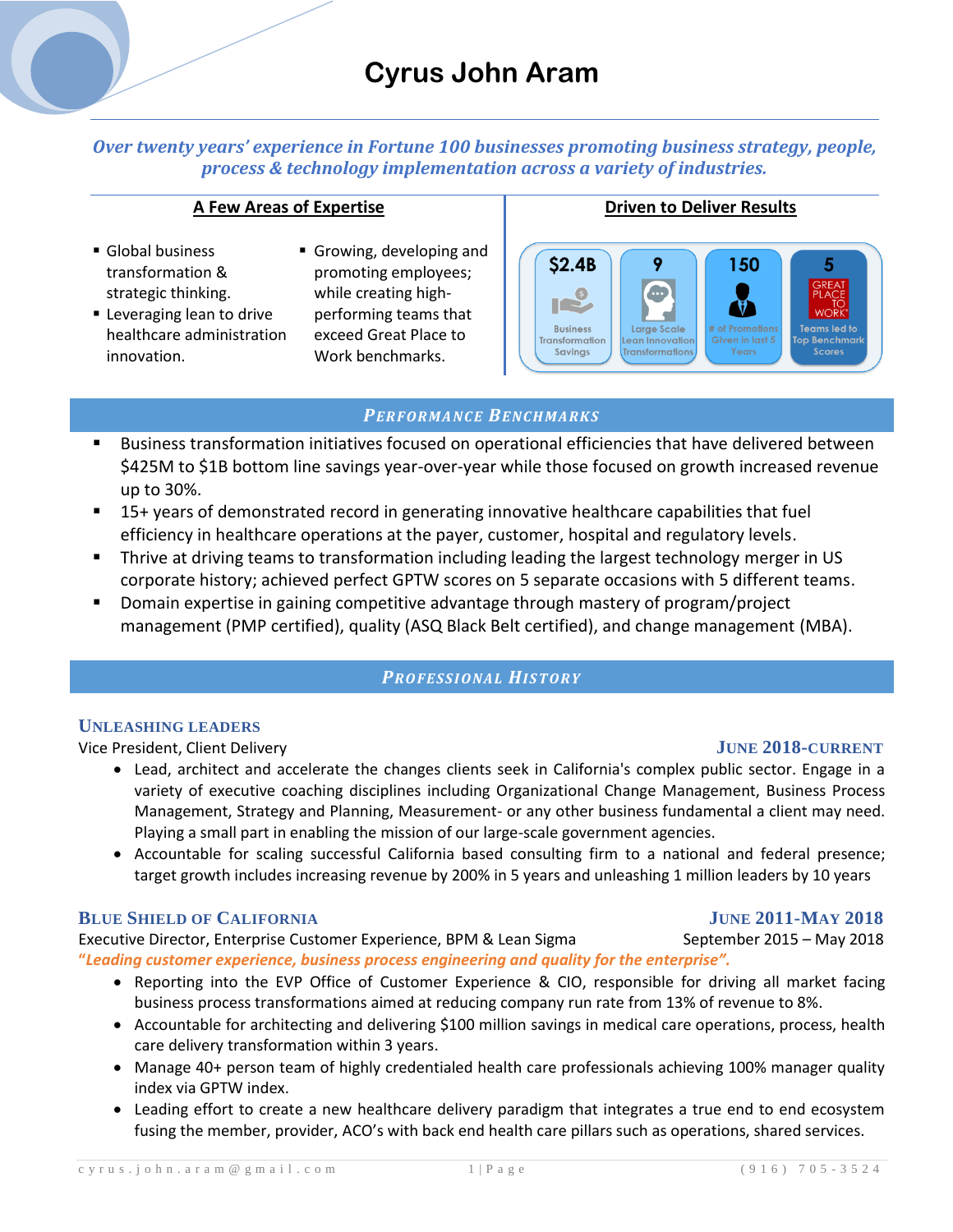# Cyrus John Aram

*Over twenty years' experience in Fortune 100 businesses promoting business strategy, people, process & technology implementation across a variety of industries.*

## A Few Areas of Expertise

- Global business transformation & strategic thinking.
- Leveraging lean to drive healthcare administration innovation.
- Growing, developing and promoting employees; while creating high-performing teams that exceed Great Place to Work benchmarks.

## Driven to Deliver Results

| $2.4B | 9 | 150 | 5 |
|---|---|---|---|
| Business Transformation Savings | Large Scale Lean Innovation Transformations | # of Promotions Given in last 5 Years | GREAT PLACE TO WORK Teams led to Top Benchmark Scores |

## *Performance Benchmarks*

- Business transformation initiatives focused on operational efficiencies that have delivered between $425M to $1B bottom line savings year-over-year while those focused on growth increased revenue up to 30%.
- 15+ years of demonstrated record in generating innovative healthcare capabilities that fuel efficiency in healthcare operations at the payer, customer, hospital and regulatory levels.
- Thrive at driving teams to transformation including leading the largest technology merger in US corporate history; achieved perfect GPTW scores on 5 separate occasions with 5 different teams.
- Domain expertise in gaining competitive advantage through mastery of program/project management (PMP certified), quality (ASQ Black Belt certified), and change management (MBA).

## *Professional History*

### Unleashing Leaders

Vice President, Client Delivery — **June 2018-current**

- Lead, architect and accelerate the changes clients seek in California's complex public sector. Engage in a variety of executive coaching disciplines including Organizational Change Management, Business Process Management, Strategy and Planning, Measurement- or any other business fundamental a client may need. Playing a small part in enabling the mission of our large-scale government agencies.
- Accountable for scaling successful California based consulting firm to a national and federal presence; target growth includes increasing revenue by 200% in 5 years and unleashing 1 million leaders by 10 years

### Blue Shield of California

**June 2011-May 2018**

Executive Director, Enterprise Customer Experience, BPM & Lean Sigma — September 2015 – May 2018

*"Leading customer experience, business process engineering and quality for the enterprise".*

- Reporting into the EVP Office of Customer Experience & CIO, responsible for driving all market facing business process transformations aimed at reducing company run rate from 13% of revenue to 8%.
- Accountable for architecting and delivering $100 million savings in medical care operations, process, health care delivery transformation within 3 years.
- Manage 40+ person team of highly credentialed health care professionals achieving 100% manager quality index via GPTW index.
- Leading effort to create a new healthcare delivery paradigm that integrates a true end to end ecosystem fusing the member, provider, ACO's with back end health care pillars such as operations, shared services.

cyrus.john.aram@gmail.com (916) 705-3524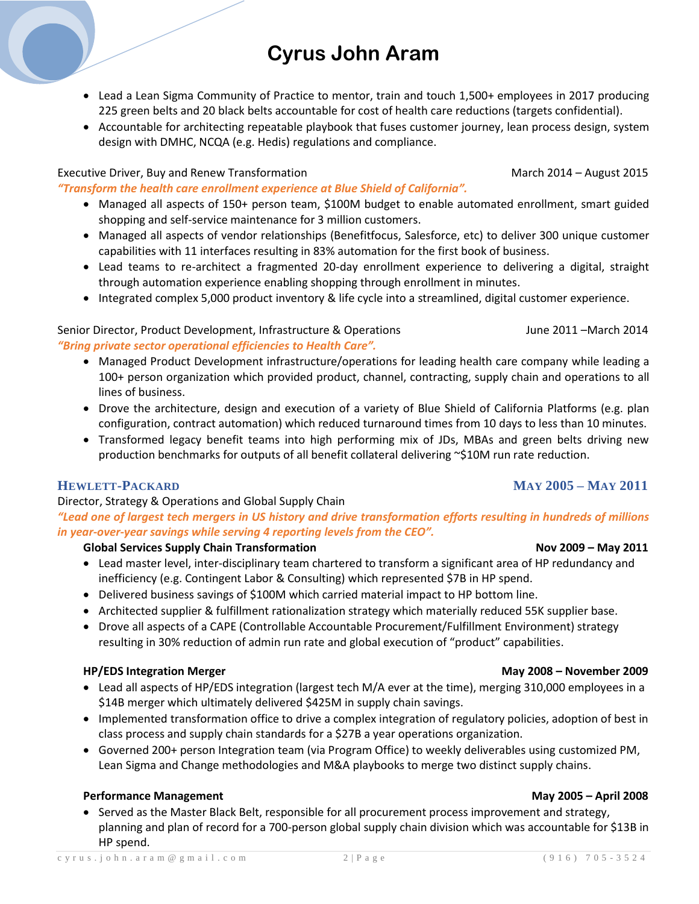- Lead a Lean Sigma Community of Practice to mentor, train and touch 1,500+ employees in 2017 producing 225 green belts and 20 black belts accountable for cost of health care reductions (targets confidential).
- Accountable for architecting repeatable playbook that fuses customer journey, lean process design, system design with DMHC, NCQA (e.g. Hedis) regulations and compliance.

Executive Driver, Buy and Renew Transformation — March 2014 – August 2015

*"Transform the health care enrollment experience at Blue Shield of California".*

- Managed all aspects of 150+ person team, $100M budget to enable automated enrollment, smart guided shopping and self-service maintenance for 3 million customers.
- Managed all aspects of vendor relationships (Benefitfocus, Salesforce, etc) to deliver 300 unique customer capabilities with 11 interfaces resulting in 83% automation for the first book of business.
- Lead teams to re-architect a fragmented 20-day enrollment experience to delivering a digital, straight through automation experience enabling shopping through enrollment in minutes.
- Integrated complex 5,000 product inventory & life cycle into a streamlined, digital customer experience.

Senior Director, Product Development, Infrastructure & Operations — June 2011 –March 2014

*"Bring private sector operational efficiencies to Health Care".*

- Managed Product Development infrastructure/operations for leading health care company while leading a 100+ person organization which provided product, channel, contracting, supply chain and operations to all lines of business.
- Drove the architecture, design and execution of a variety of Blue Shield of California Platforms (e.g. plan configuration, contract automation) which reduced turnaround times from 10 days to less than 10 minutes.
- Transformed legacy benefit teams into high performing mix of JDs, MBAs and green belts driving new production benchmarks for outputs of all benefit collateral delivering ~$10M run rate reduction.

## HEWLETT-PACKARD — MAY 2005 – MAY 2011

Director, Strategy & Operations and Global Supply Chain

*"Lead one of largest tech mergers in US history and drive transformation efforts resulting in hundreds of millions in year-over-year savings while serving 4 reporting levels from the CEO".*

**Global Services Supply Chain Transformation — Nov 2009 – May 2011**

- Lead master level, inter-disciplinary team chartered to transform a significant area of HP redundancy and inefficiency (e.g. Contingent Labor & Consulting) which represented $7B in HP spend.
- Delivered business savings of $100M which carried material impact to HP bottom line.
- Architected supplier & fulfillment rationalization strategy which materially reduced 55K supplier base.
- Drove all aspects of a CAPE (Controllable Accountable Procurement/Fulfillment Environment) strategy resulting in 30% reduction of admin run rate and global execution of "product" capabilities.

**HP/EDS Integration Merger — May 2008 – November 2009**

- Lead all aspects of HP/EDS integration (largest tech M/A ever at the time), merging 310,000 employees in a $14B merger which ultimately delivered $425M in supply chain savings.
- Implemented transformation office to drive a complex integration of regulatory policies, adoption of best in class process and supply chain standards for a $27B a year operations organization.
- Governed 200+ person Integration team (via Program Office) to weekly deliverables using customized PM, Lean Sigma and Change methodologies and M&A playbooks to merge two distinct supply chains.

**Performance Management — May 2005 – April 2008**

- Served as the Master Black Belt, responsible for all procurement process improvement and strategy, planning and plan of record for a 700-person global supply chain division which was accountable for $13B in HP spend.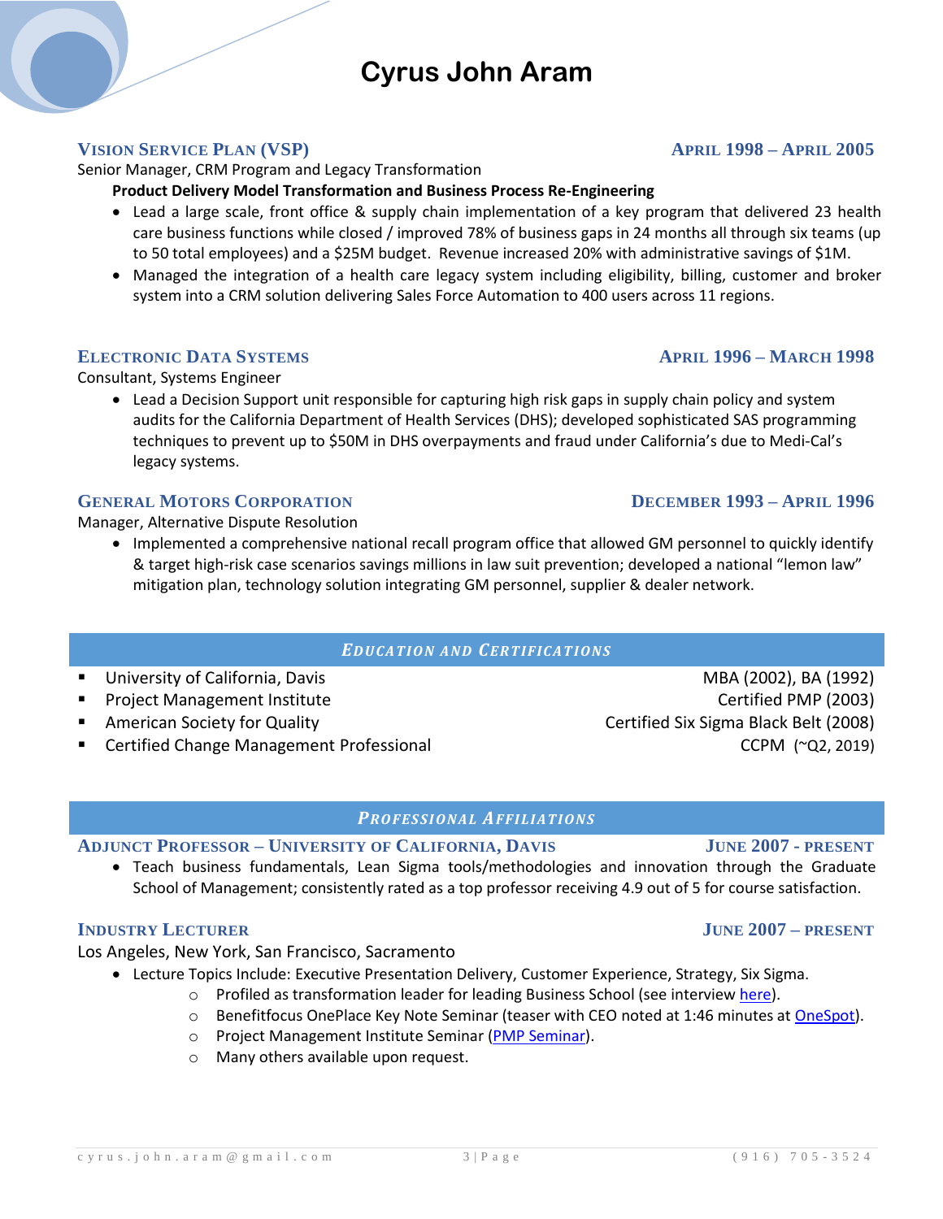# Cyrus John Aram

### VISION SERVICE PLAN (VSP) — APRIL 1998 – APRIL 2005

Senior Manager, CRM Program and Legacy Transformation

**Product Delivery Model Transformation and Business Process Re-Engineering**

- Lead a large scale, front office & supply chain implementation of a key program that delivered 23 health care business functions while closed / improved 78% of business gaps in 24 months all through six teams (up to 50 total employees) and a $25M budget. Revenue increased 20% with administrative savings of $1M.
- Managed the integration of a health care legacy system including eligibility, billing, customer and broker system into a CRM solution delivering Sales Force Automation to 400 users across 11 regions.

### ELECTRONIC DATA SYSTEMS — APRIL 1996 – MARCH 1998

Consultant, Systems Engineer

- Lead a Decision Support unit responsible for capturing high risk gaps in supply chain policy and system audits for the California Department of Health Services (DHS); developed sophisticated SAS programming techniques to prevent up to $50M in DHS overpayments and fraud under California's due to Medi-Cal's legacy systems.

### GENERAL MOTORS CORPORATION — DECEMBER 1993 – APRIL 1996

Manager, Alternative Dispute Resolution

- Implemented a comprehensive national recall program office that allowed GM personnel to quickly identify & target high-risk case scenarios savings millions in law suit prevention; developed a national "lemon law" mitigation plan, technology solution integrating GM personnel, supplier & dealer network.

## *EDUCATION AND CERTIFICATIONS*

- University of California, Davis — MBA (2002), BA (1992)
- Project Management Institute — Certified PMP (2003)
- American Society for Quality — Certified Six Sigma Black Belt (2008)
- Certified Change Management Professional — CCPM (~Q2, 2019)

## *PROFESSIONAL AFFILIATIONS*

### ADJUNCT PROFESSOR – UNIVERSITY OF CALIFORNIA, DAVIS — JUNE 2007 - PRESENT

- Teach business fundamentals, Lean Sigma tools/methodologies and innovation through the Graduate School of Management; consistently rated as a top professor receiving 4.9 out of 5 for course satisfaction.

### INDUSTRY LECTURER — JUNE 2007 – PRESENT

Los Angeles, New York, San Francisco, Sacramento

- Lecture Topics Include: Executive Presentation Delivery, Customer Experience, Strategy, Six Sigma.
  - Profiled as transformation leader for leading Business School (see interview here).
  - Benefitfocus OnePlace Key Note Seminar (teaser with CEO noted at 1:46 minutes at OneSpot).
  - Project Management Institute Seminar (PMP Seminar).
  - Many others available upon request.

cyrus.john.aram@gmail.com — (916) 705-3524